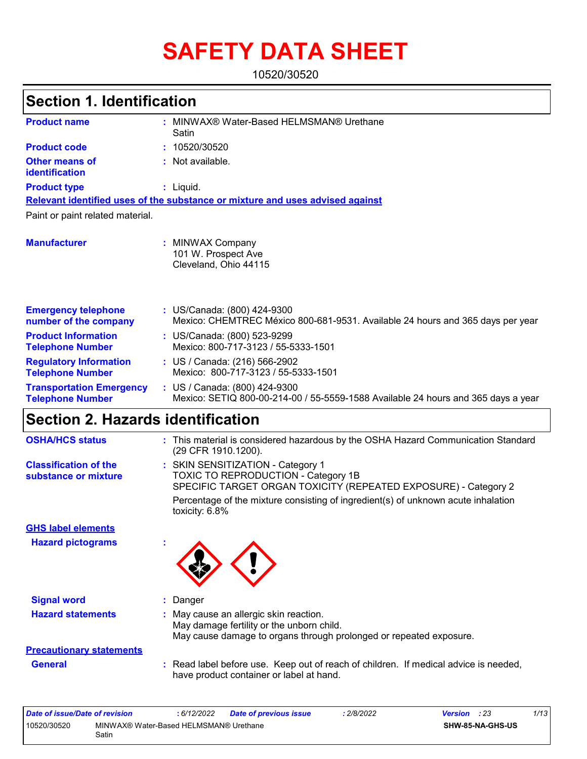# SAFETY DATA SHEET

10520/30520

## Section 1. Identification

**Product name** : MINWAX® Water-Based HELMSMAN® Urethane Satin

**Product code** : 10520/30520

**Other means of identification** : Not available.

**Product type** : Liquid.

**Relevant identified uses of the substance or mixture and uses advised against**

Paint or paint related material.

**Manufacturer** : MINWAX Company
101 W. Prospect Ave
Cleveland, Ohio 44115

**Emergency telephone number of the company** : US/Canada: (800) 424-9300
Mexico: CHEMTREC México 800-681-9531. Available 24 hours and 365 days per year

**Product Information Telephone Number** : US/Canada: (800) 523-9299
Mexico: 800-717-3123 / 55-5333-1501

**Regulatory Information Telephone Number** : US / Canada: (216) 566-2902
Mexico: 800-717-3123 / 55-5333-1501

**Transportation Emergency Telephone Number** : US / Canada: (800) 424-9300
Mexico: SETIQ 800-00-214-00 / 55-5559-1588 Available 24 hours and 365 days a year

## Section 2. Hazards identification

**OSHA/HCS status** : This material is considered hazardous by the OSHA Hazard Communication Standard (29 CFR 1910.1200).

**Classification of the substance or mixture** : SKIN SENSITIZATION - Category 1
TOXIC TO REPRODUCTION - Category 1B
SPECIFIC TARGET ORGAN TOXICITY (REPEATED EXPOSURE) - Category 2

Percentage of the mixture consisting of ingredient(s) of unknown acute inhalation toxicity: 6.8%

**GHS label elements**

**Hazard pictograms** :

**Signal word** : Danger

**Hazard statements** : May cause an allergic skin reaction.
May damage fertility or the unborn child.
May cause damage to organs through prolonged or repeated exposure.

**Precautionary statements**

**General** : Read label before use. Keep out of reach of children. If medical advice is needed, have product container or label at hand.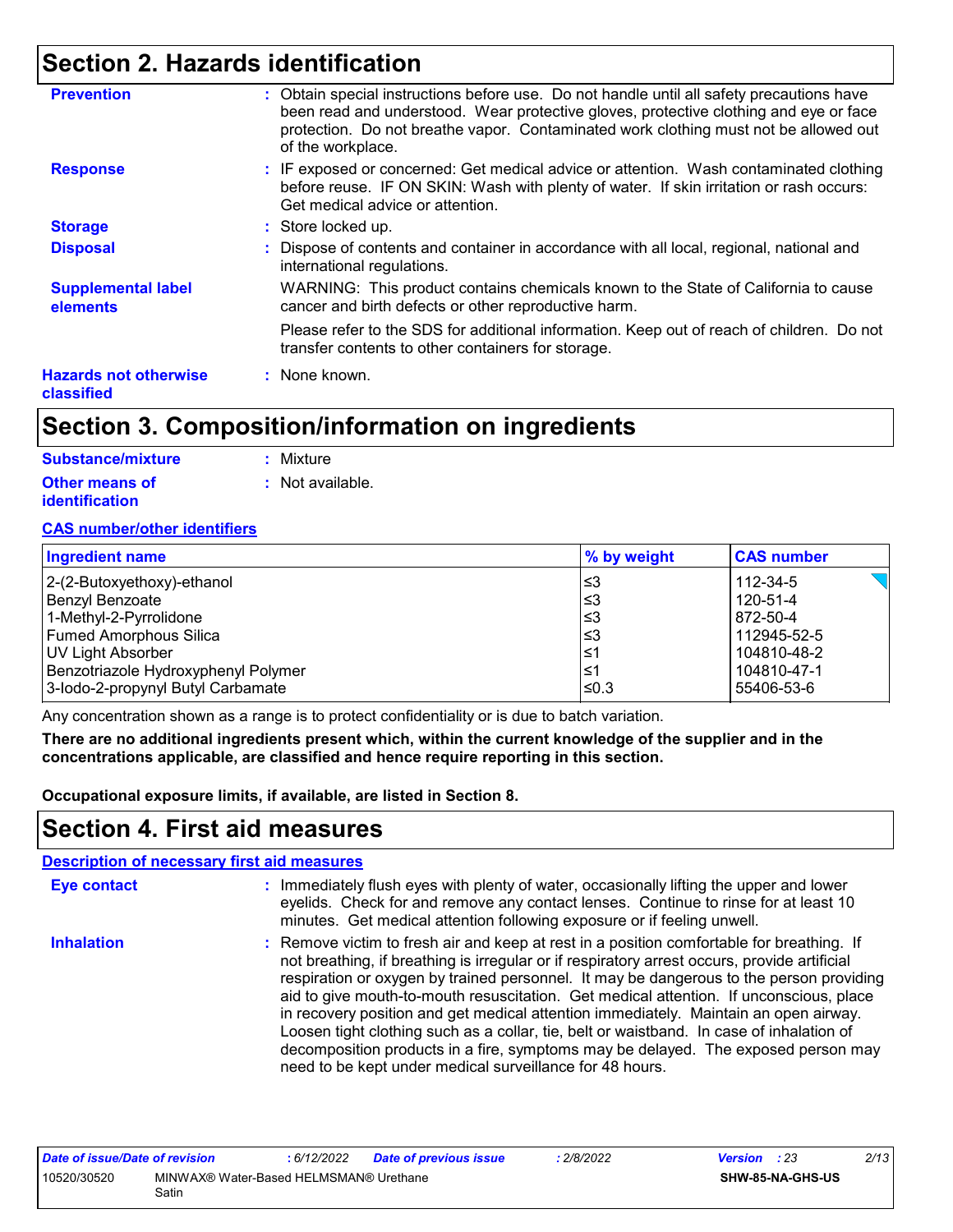## Section 2. Hazards identification

**Prevention** : Obtain special instructions before use. Do not handle until all safety precautions have been read and understood. Wear protective gloves, protective clothing and eye or face protection. Do not breathe vapor. Contaminated work clothing must not be allowed out of the workplace.

**Response** : IF exposed or concerned: Get medical advice or attention. Wash contaminated clothing before reuse. IF ON SKIN: Wash with plenty of water. If skin irritation or rash occurs: Get medical advice or attention.

**Storage** : Store locked up.

**Disposal** : Dispose of contents and container in accordance with all local, regional, national and international regulations.

**Supplemental label elements** WARNING: This product contains chemicals known to the State of California to cause cancer and birth defects or other reproductive harm.

Please refer to the SDS for additional information. Keep out of reach of children. Do not transfer contents to other containers for storage.

**Hazards not otherwise classified** : None known.

## Section 3. Composition/information on ingredients

**Substance/mixture** : Mixture

**Other means of identification** : Not available.

**CAS number/other identifiers**

| Ingredient name | % by weight | CAS number |
|---|---|---|
| 2-(2-Butoxyethoxy)-ethanol | ≤3 | 112-34-5 |
| Benzyl Benzoate | ≤3 | 120-51-4 |
| 1-Methyl-2-Pyrrolidone | ≤3 | 872-50-4 |
| Fumed Amorphous Silica | ≤3 | 112945-52-5 |
| UV Light Absorber | ≤1 | 104810-48-2 |
| Benzotriazole Hydroxyphenyl Polymer | ≤1 | 104810-47-1 |
| 3-Iodo-2-propynyl Butyl Carbamate | ≤0.3 | 55406-53-6 |

Any concentration shown as a range is to protect confidentiality or is due to batch variation.

**There are no additional ingredients present which, within the current knowledge of the supplier and in the concentrations applicable, are classified and hence require reporting in this section.**

**Occupational exposure limits, if available, are listed in Section 8.**

## Section 4. First aid measures

**Description of necessary first aid measures**

**Eye contact** : Immediately flush eyes with plenty of water, occasionally lifting the upper and lower eyelids. Check for and remove any contact lenses. Continue to rinse for at least 10 minutes. Get medical attention following exposure or if feeling unwell.

**Inhalation** : Remove victim to fresh air and keep at rest in a position comfortable for breathing. If not breathing, if breathing is irregular or if respiratory arrest occurs, provide artificial respiration or oxygen by trained personnel. It may be dangerous to the person providing aid to give mouth-to-mouth resuscitation. Get medical attention. If unconscious, place in recovery position and get medical attention immediately. Maintain an open airway. Loosen tight clothing such as a collar, tie, belt or waistband. In case of inhalation of decomposition products in a fire, symptoms may be delayed. The exposed person may need to be kept under medical surveillance for 48 hours.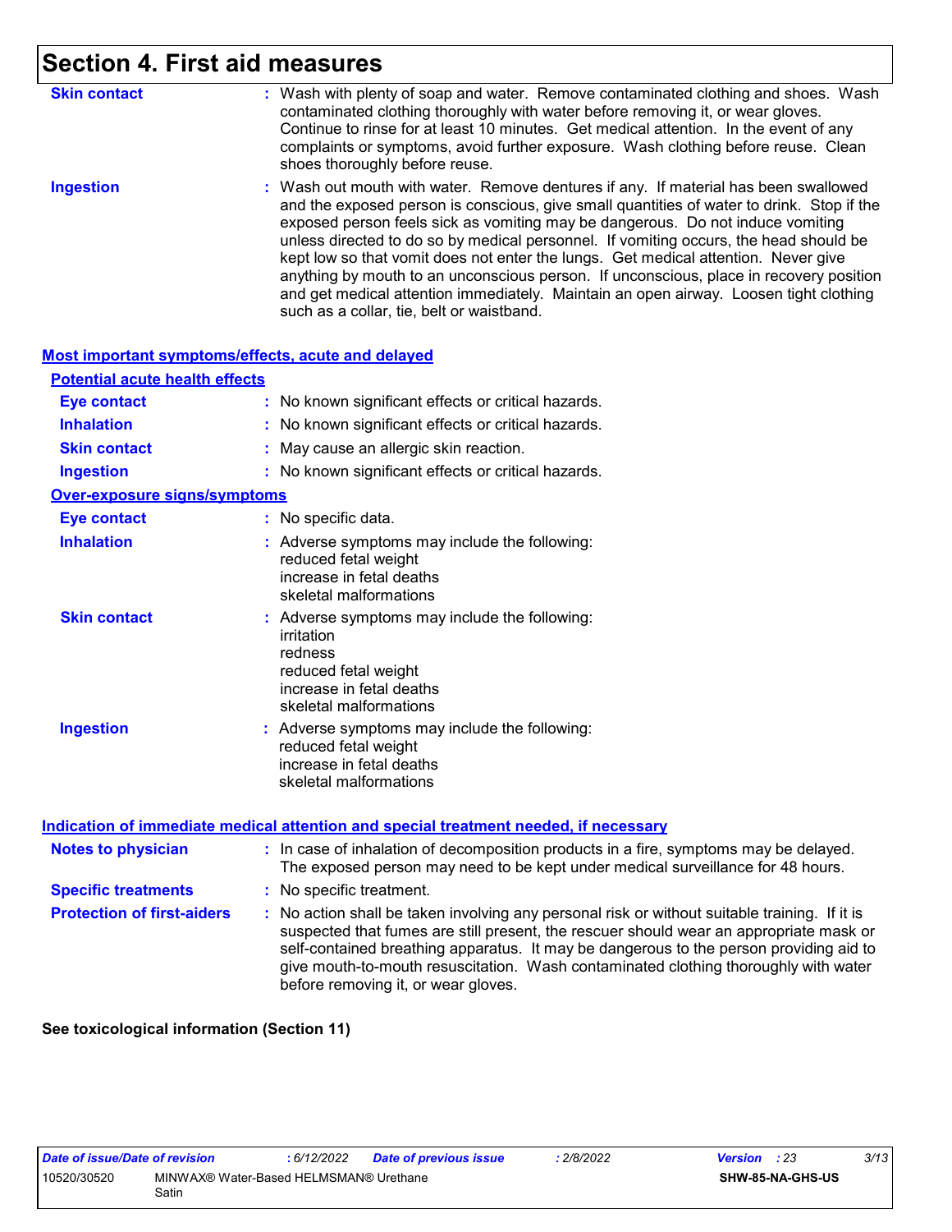# Section 4. First aid measures

**Skin contact** : Wash with plenty of soap and water. Remove contaminated clothing and shoes. Wash contaminated clothing thoroughly with water before removing it, or wear gloves. Continue to rinse for at least 10 minutes. Get medical attention. In the event of any complaints or symptoms, avoid further exposure. Wash clothing before reuse. Clean shoes thoroughly before reuse.

**Ingestion** : Wash out mouth with water. Remove dentures if any. If material has been swallowed and the exposed person is conscious, give small quantities of water to drink. Stop if the exposed person feels sick as vomiting may be dangerous. Do not induce vomiting unless directed to do so by medical personnel. If vomiting occurs, the head should be kept low so that vomit does not enter the lungs. Get medical attention. Never give anything by mouth to an unconscious person. If unconscious, place in recovery position and get medical attention immediately. Maintain an open airway. Loosen tight clothing such as a collar, tie, belt or waistband.

## Most important symptoms/effects, acute and delayed

### Potential acute health effects

**Eye contact** : No known significant effects or critical hazards.

**Inhalation** : No known significant effects or critical hazards.

**Skin contact** : May cause an allergic skin reaction.

**Ingestion** : No known significant effects or critical hazards.

### Over-exposure signs/symptoms

**Eye contact** : No specific data.

**Inhalation** : Adverse symptoms may include the following:
reduced fetal weight
increase in fetal deaths
skeletal malformations

**Skin contact** : Adverse symptoms may include the following:
irritation
redness
reduced fetal weight
increase in fetal deaths
skeletal malformations

**Ingestion** : Adverse symptoms may include the following:
reduced fetal weight
increase in fetal deaths
skeletal malformations

## Indication of immediate medical attention and special treatment needed, if necessary

**Notes to physician** : In case of inhalation of decomposition products in a fire, symptoms may be delayed. The exposed person may need to be kept under medical surveillance for 48 hours.

**Specific treatments** : No specific treatment.

**Protection of first-aiders** : No action shall be taken involving any personal risk or without suitable training. If it is suspected that fumes are still present, the rescuer should wear an appropriate mask or self-contained breathing apparatus. It may be dangerous to the person providing aid to give mouth-to-mouth resuscitation. Wash contaminated clothing thoroughly with water before removing it, or wear gloves.

**See toxicological information (Section 11)**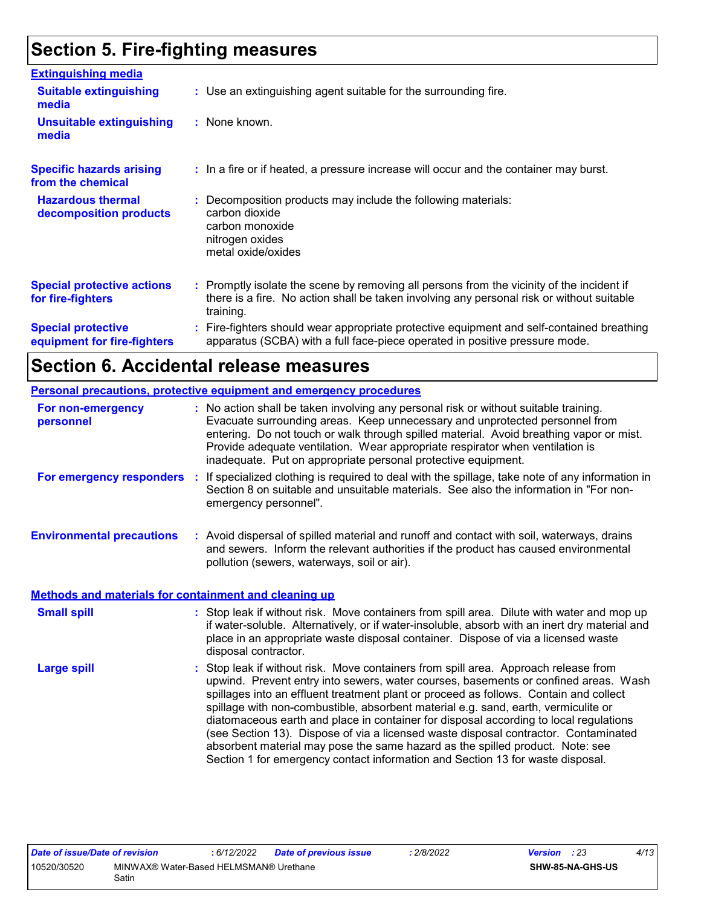# Section 5. Fire-fighting measures

### Extinguishing media

**Suitable extinguishing media** : Use an extinguishing agent suitable for the surrounding fire.

**Unsuitable extinguishing media** : None known.

**Specific hazards arising from the chemical** : In a fire or if heated, a pressure increase will occur and the container may burst.

**Hazardous thermal decomposition products** : Decomposition products may include the following materials:
carbon dioxide
carbon monoxide
nitrogen oxides
metal oxide/oxides

**Special protective actions for fire-fighters** : Promptly isolate the scene by removing all persons from the vicinity of the incident if there is a fire. No action shall be taken involving any personal risk or without suitable training.

**Special protective equipment for fire-fighters** : Fire-fighters should wear appropriate protective equipment and self-contained breathing apparatus (SCBA) with a full face-piece operated in positive pressure mode.

# Section 6. Accidental release measures

### Personal precautions, protective equipment and emergency procedures

**For non-emergency personnel** : No action shall be taken involving any personal risk or without suitable training. Evacuate surrounding areas. Keep unnecessary and unprotected personnel from entering. Do not touch or walk through spilled material. Avoid breathing vapor or mist. Provide adequate ventilation. Wear appropriate respirator when ventilation is inadequate. Put on appropriate personal protective equipment.

**For emergency responders** : If specialized clothing is required to deal with the spillage, take note of any information in Section 8 on suitable and unsuitable materials. See also the information in "For non-emergency personnel".

**Environmental precautions** : Avoid dispersal of spilled material and runoff and contact with soil, waterways, drains and sewers. Inform the relevant authorities if the product has caused environmental pollution (sewers, waterways, soil or air).

### Methods and materials for containment and cleaning up

**Small spill** : Stop leak if without risk. Move containers from spill area. Dilute with water and mop up if water-soluble. Alternatively, or if water-insoluble, absorb with an inert dry material and place in an appropriate waste disposal container. Dispose of via a licensed waste disposal contractor.

**Large spill** : Stop leak if without risk. Move containers from spill area. Approach release from upwind. Prevent entry into sewers, water courses, basements or confined areas. Wash spillages into an effluent treatment plant or proceed as follows. Contain and collect spillage with non-combustible, absorbent material e.g. sand, earth, vermiculite or diatomaceous earth and place in container for disposal according to local regulations (see Section 13). Dispose of via a licensed waste disposal contractor. Contaminated absorbent material may pose the same hazard as the spilled product. Note: see Section 1 for emergency contact information and Section 13 for waste disposal.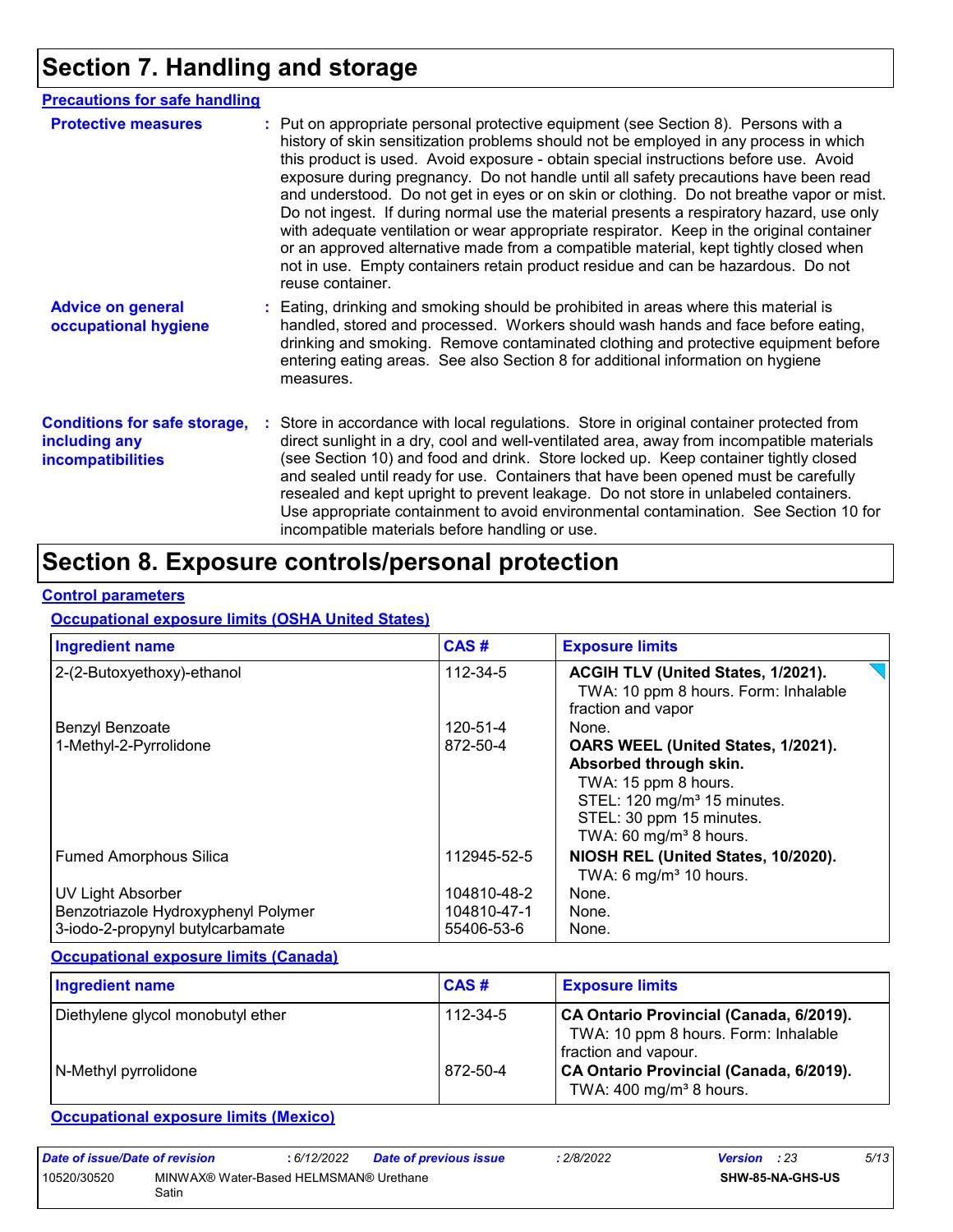## Section 7. Handling and storage

### Precautions for safe handling

**Protective measures** : Put on appropriate personal protective equipment (see Section 8). Persons with a history of skin sensitization problems should not be employed in any process in which this product is used. Avoid exposure - obtain special instructions before use. Avoid exposure during pregnancy. Do not handle until all safety precautions have been read and understood. Do not get in eyes or on skin or clothing. Do not breathe vapor or mist. Do not ingest. If during normal use the material presents a respiratory hazard, use only with adequate ventilation or wear appropriate respirator. Keep in the original container or an approved alternative made from a compatible material, kept tightly closed when not in use. Empty containers retain product residue and can be hazardous. Do not reuse container.

**Advice on general occupational hygiene** : Eating, drinking and smoking should be prohibited in areas where this material is handled, stored and processed. Workers should wash hands and face before eating, drinking and smoking. Remove contaminated clothing and protective equipment before entering eating areas. See also Section 8 for additional information on hygiene measures.

**Conditions for safe storage, including any incompatibilities** : Store in accordance with local regulations. Store in original container protected from direct sunlight in a dry, cool and well-ventilated area, away from incompatible materials (see Section 10) and food and drink. Store locked up. Keep container tightly closed and sealed until ready for use. Containers that have been opened must be carefully resealed and kept upright to prevent leakage. Do not store in unlabeled containers. Use appropriate containment to avoid environmental contamination. See Section 10 for incompatible materials before handling or use.

## Section 8. Exposure controls/personal protection

### Control parameters

#### Occupational exposure limits (OSHA United States)

| Ingredient name | CAS # | Exposure limits |
|---|---|---|
| 2-(2-Butoxyethoxy)-ethanol | 112-34-5 | **ACGIH TLV (United States, 1/2021).**<br>TWA: 10 ppm 8 hours. Form: Inhalable fraction and vapor |
| Benzyl Benzoate | 120-51-4 | None. |
| 1-Methyl-2-Pyrrolidone | 872-50-4 | **OARS WEEL (United States, 1/2021). Absorbed through skin.**<br>TWA: 15 ppm 8 hours.<br>STEL: 120 mg/m³ 15 minutes.<br>STEL: 30 ppm 15 minutes.<br>TWA: 60 mg/m³ 8 hours. |
| Fumed Amorphous Silica | 112945-52-5 | **NIOSH REL (United States, 10/2020).**<br>TWA: 6 mg/m³ 10 hours. |
| UV Light Absorber | 104810-48-2 | None. |
| Benzotriazole Hydroxyphenyl Polymer | 104810-47-1 | None. |
| 3-iodo-2-propynyl butylcarbamate | 55406-53-6 | None. |

#### Occupational exposure limits (Canada)

| Ingredient name | CAS # | Exposure limits |
|---|---|---|
| Diethylene glycol monobutyl ether | 112-34-5 | **CA Ontario Provincial (Canada, 6/2019).**<br>TWA: 10 ppm 8 hours. Form: Inhalable fraction and vapour. |
| N-Methyl pyrrolidone | 872-50-4 | **CA Ontario Provincial (Canada, 6/2019).**<br>TWA: 400 mg/m³ 8 hours. |

#### Occupational exposure limits (Mexico)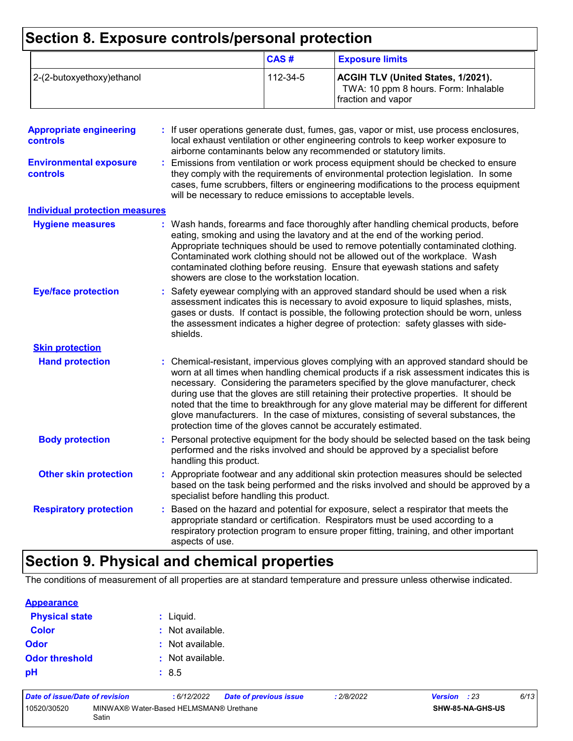## Section 8. Exposure controls/personal protection

| | CAS # | Exposure limits |
|---|---|---|
| 2-(2-butoxyethoxy)ethanol | 112-34-5 | **ACGIH TLV (United States, 1/2021).** TWA: 10 ppm 8 hours. Form: Inhalable fraction and vapor |

**Appropriate engineering controls** : If user operations generate dust, fumes, gas, vapor or mist, use process enclosures, local exhaust ventilation or other engineering controls to keep worker exposure to airborne contaminants below any recommended or statutory limits.

**Environmental exposure controls** : Emissions from ventilation or work process equipment should be checked to ensure they comply with the requirements of environmental protection legislation. In some cases, fume scrubbers, filters or engineering modifications to the process equipment will be necessary to reduce emissions to acceptable levels.

**Individual protection measures**

**Hygiene measures** : Wash hands, forearms and face thoroughly after handling chemical products, before eating, smoking and using the lavatory and at the end of the working period. Appropriate techniques should be used to remove potentially contaminated clothing. Contaminated work clothing should not be allowed out of the workplace. Wash contaminated clothing before reusing. Ensure that eyewash stations and safety showers are close to the workstation location.

**Eye/face protection** : Safety eyewear complying with an approved standard should be used when a risk assessment indicates this is necessary to avoid exposure to liquid splashes, mists, gases or dusts. If contact is possible, the following protection should be worn, unless the assessment indicates a higher degree of protection: safety glasses with side-shields.

**Skin protection**

**Hand protection** : Chemical-resistant, impervious gloves complying with an approved standard should be worn at all times when handling chemical products if a risk assessment indicates this is necessary. Considering the parameters specified by the glove manufacturer, check during use that the gloves are still retaining their protective properties. It should be noted that the time to breakthrough for any glove material may be different for different glove manufacturers. In the case of mixtures, consisting of several substances, the protection time of the gloves cannot be accurately estimated.

**Body protection** : Personal protective equipment for the body should be selected based on the task being performed and the risks involved and should be approved by a specialist before handling this product.

**Other skin protection** : Appropriate footwear and any additional skin protection measures should be selected based on the task being performed and the risks involved and should be approved by a specialist before handling this product.

**Respiratory protection** : Based on the hazard and potential for exposure, select a respirator that meets the appropriate standard or certification. Respirators must be used according to a respiratory protection program to ensure proper fitting, training, and other important aspects of use.

## Section 9. Physical and chemical properties

The conditions of measurement of all properties are at standard temperature and pressure unless otherwise indicated.

**Appearance**

**Physical state** : Liquid.

**Color** : Not available.

**Odor** : Not available.

**Odor threshold** : Not available.

**pH** : 8.5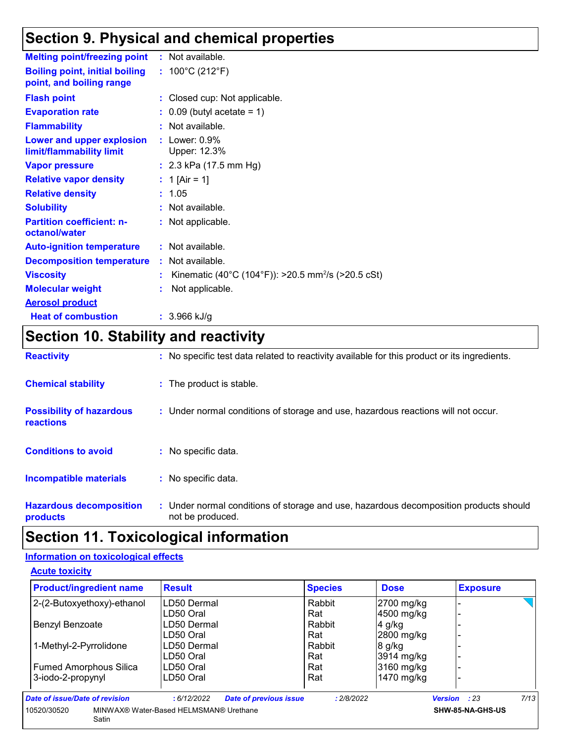## Section 9. Physical and chemical properties

**Melting point/freezing point** : Not available.

**Boiling point, initial boiling point, and boiling range** : 100°C (212°F)

**Flash point** : Closed cup: Not applicable.

**Evaporation rate** : 0.09 (butyl acetate = 1)

**Flammability** : Not available.

**Lower and upper explosion limit/flammability limit** : Lower: 0.9%
Upper: 12.3%

**Vapor pressure** : 2.3 kPa (17.5 mm Hg)

**Relative vapor density** : 1 [Air = 1]

**Relative density** : 1.05

**Solubility** : Not available.

**Partition coefficient: n-octanol/water** : Not applicable.

**Auto-ignition temperature** : Not available.

**Decomposition temperature** : Not available.

**Viscosity** : Kinematic (40°C (104°F)): >20.5 $mm^2/s$ (>20.5 cSt)

**Molecular weight** : Not applicable.

**Aerosol product**

**Heat of combustion** : 3.966 kJ/g

## Section 10. Stability and reactivity

**Reactivity** : No specific test data related to reactivity available for this product or its ingredients.

**Chemical stability** : The product is stable.

**Possibility of hazardous reactions** : Under normal conditions of storage and use, hazardous reactions will not occur.

**Conditions to avoid** : No specific data.

**Incompatible materials** : No specific data.

**Hazardous decomposition products** : Under normal conditions of storage and use, hazardous decomposition products should not be produced.

## Section 11. Toxicological information

### Information on toxicological effects

#### Acute toxicity

| Product/ingredient name | Result | Species | Dose | Exposure |
|---|---|---|---|---|
| 2-(2-Butoxyethoxy)-ethanol | LD50 Dermal | Rabbit | 2700 mg/kg | - |
| | LD50 Oral | Rat | 4500 mg/kg | - |
| Benzyl Benzoate | LD50 Dermal | Rabbit | 4 g/kg | - |
| | LD50 Oral | Rat | 2800 mg/kg | - |
| 1-Methyl-2-Pyrrolidone | LD50 Dermal | Rabbit | 8 g/kg | - |
| | LD50 Oral | Rat | 3914 mg/kg | - |
| Fumed Amorphous Silica | LD50 Oral | Rat | 3160 mg/kg | - |
| 3-iodo-2-propynyl | LD50 Oral | Rat | 1470 mg/kg | - |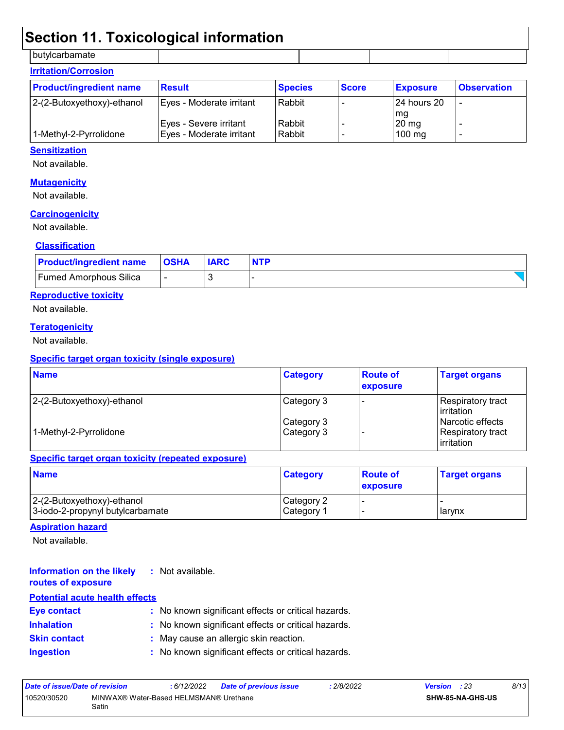## Section 11. Toxicological information

| butylcarbamate | | | | |
|---|---|---|---|---|

**Irritation/Corrosion**

| Product/ingredient name | Result | Species | Score | Exposure | Observation |
|---|---|---|---|---|---|
| 2-(2-Butoxyethoxy)-ethanol | Eyes - Moderate irritant | Rabbit | - | 24 hours 20 mg | - |
| | Eyes - Severe irritant | Rabbit | - | 20 mg | - |
| 1-Methyl-2-Pyrrolidone | Eyes - Moderate irritant | Rabbit | - | 100 mg | - |

**Sensitization**

Not available.

**Mutagenicity**

Not available.

**Carcinogenicity**

Not available.

**Classification**

| Product/ingredient name | OSHA | IARC | NTP |
|---|---|---|---|
| Fumed Amorphous Silica | - | 3 | - |

**Reproductive toxicity**

Not available.

**Teratogenicity**

Not available.

**Specific target organ toxicity (single exposure)**

| Name | Category | Route of exposure | Target organs |
|---|---|---|---|
| 2-(2-Butoxyethoxy)-ethanol | Category 3 | - | Respiratory tract irritation |
| | Category 3 | | Narcotic effects |
| 1-Methyl-2-Pyrrolidone | Category 3 | - | Respiratory tract irritation |

**Specific target organ toxicity (repeated exposure)**

| Name | Category | Route of exposure | Target organs |
|---|---|---|---|
| 2-(2-Butoxyethoxy)-ethanol | Category 2 | - | - |
| 3-iodo-2-propynyl butylcarbamate | Category 1 | - | larynx |

**Aspiration hazard**

Not available.

**Information on the likely routes of exposure** : Not available.

**Potential acute health effects**

**Eye contact** : No known significant effects or critical hazards.

**Inhalation** : No known significant effects or critical hazards.

**Skin contact** : May cause an allergic skin reaction.

**Ingestion** : No known significant effects or critical hazards.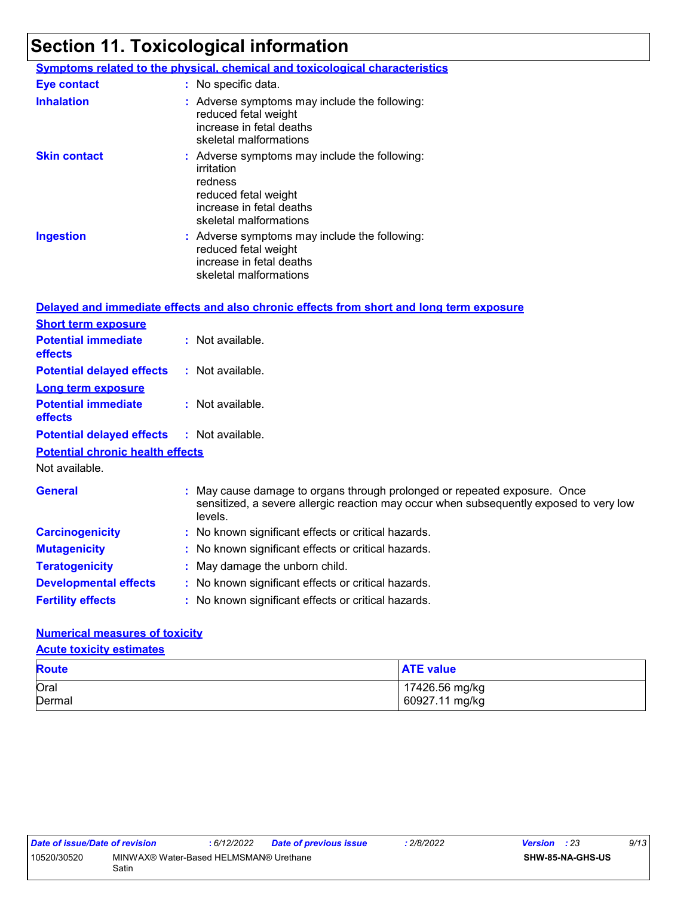# Section 11. Toxicological information

### Symptoms related to the physical, chemical and toxicological characteristics

**Eye contact** : No specific data.

**Inhalation** : Adverse symptoms may include the following:
reduced fetal weight
increase in fetal deaths
skeletal malformations

**Skin contact** : Adverse symptoms may include the following:
irritation
redness
reduced fetal weight
increase in fetal deaths
skeletal malformations

**Ingestion** : Adverse symptoms may include the following:
reduced fetal weight
increase in fetal deaths
skeletal malformations

### Delayed and immediate effects and also chronic effects from short and long term exposure

**Short term exposure**

**Potential immediate effects** : Not available.

**Potential delayed effects** : Not available.

**Long term exposure**

**Potential immediate effects** : Not available.

**Potential delayed effects** : Not available.

**Potential chronic health effects**

Not available.

**General** : May cause damage to organs through prolonged or repeated exposure. Once sensitized, a severe allergic reaction may occur when subsequently exposed to very low levels.

**Carcinogenicity** : No known significant effects or critical hazards.

**Mutagenicity** : No known significant effects or critical hazards.

**Teratogenicity** : May damage the unborn child.

**Developmental effects** : No known significant effects or critical hazards.

**Fertility effects** : No known significant effects or critical hazards.

### Numerical measures of toxicity

**Acute toxicity estimates**

| Route | ATE value |
|---|---|
| Oral | 17426.56 mg/kg |
| Dermal | 60927.11 mg/kg |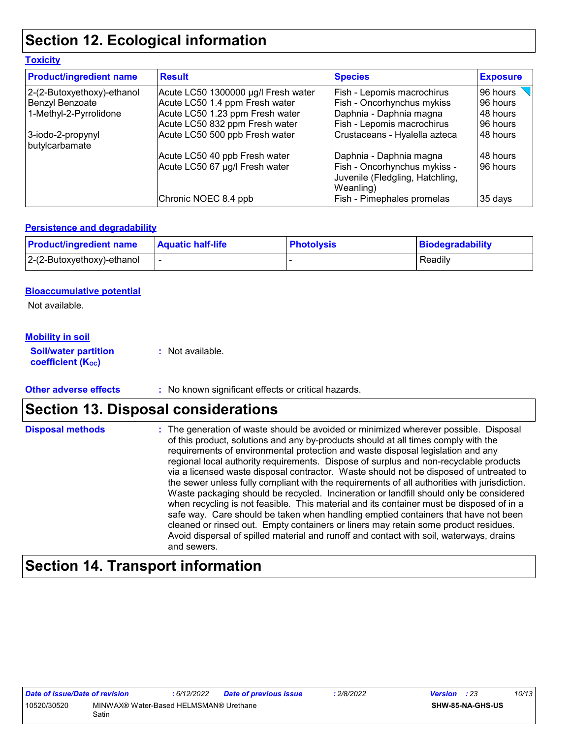# Section 12. Ecological information

### Toxicity

| Product/ingredient name | Result | Species | Exposure |
| --- | --- | --- | --- |
| 2-(2-Butoxyethoxy)-ethanol | Acute LC50 1300000 µg/l Fresh water | Fish - Lepomis macrochirus | 96 hours |
| Benzyl Benzoate | Acute LC50 1.4 ppm Fresh water | Fish - Oncorhynchus mykiss | 96 hours |
| 1-Methyl-2-Pyrrolidone | Acute LC50 1.23 ppm Fresh water | Daphnia - Daphnia magna | 48 hours |
| | Acute LC50 832 ppm Fresh water | Fish - Lepomis macrochirus | 96 hours |
| 3-iodo-2-propynyl butylcarbamate | Acute LC50 500 ppb Fresh water | Crustaceans - Hyalella azteca | 48 hours |
| | Acute LC50 40 ppb Fresh water | Daphnia - Daphnia magna | 48 hours |
| | Acute LC50 67 µg/l Fresh water | Fish - Oncorhynchus mykiss - Juvenile (Fledgling, Hatchling, Weanling) | 96 hours |
| | Chronic NOEC 8.4 ppb | Fish - Pimephales promelas | 35 days |

### Persistence and degradability

| Product/ingredient name | Aquatic half-life | Photolysis | Biodegradability |
| --- | --- | --- | --- |
| 2-(2-Butoxyethoxy)-ethanol | - | - | Readily |

### Bioaccumulative potential

Not available.

### Mobility in soil

**Soil/water partition coefficient ($K_{OC}$)** : Not available.

**Other adverse effects** : No known significant effects or critical hazards.

# Section 13. Disposal considerations

**Disposal methods** : The generation of waste should be avoided or minimized wherever possible. Disposal of this product, solutions and any by-products should at all times comply with the requirements of environmental protection and waste disposal legislation and any regional local authority requirements. Dispose of surplus and non-recyclable products via a licensed waste disposal contractor. Waste should not be disposed of untreated to the sewer unless fully compliant with the requirements of all authorities with jurisdiction. Waste packaging should be recycled. Incineration or landfill should only be considered when recycling is not feasible. This material and its container must be disposed of in a safe way. Care should be taken when handling emptied containers that have not been cleaned or rinsed out. Empty containers or liners may retain some product residues. Avoid dispersal of spilled material and runoff and contact with soil, waterways, drains and sewers.

# Section 14. Transport information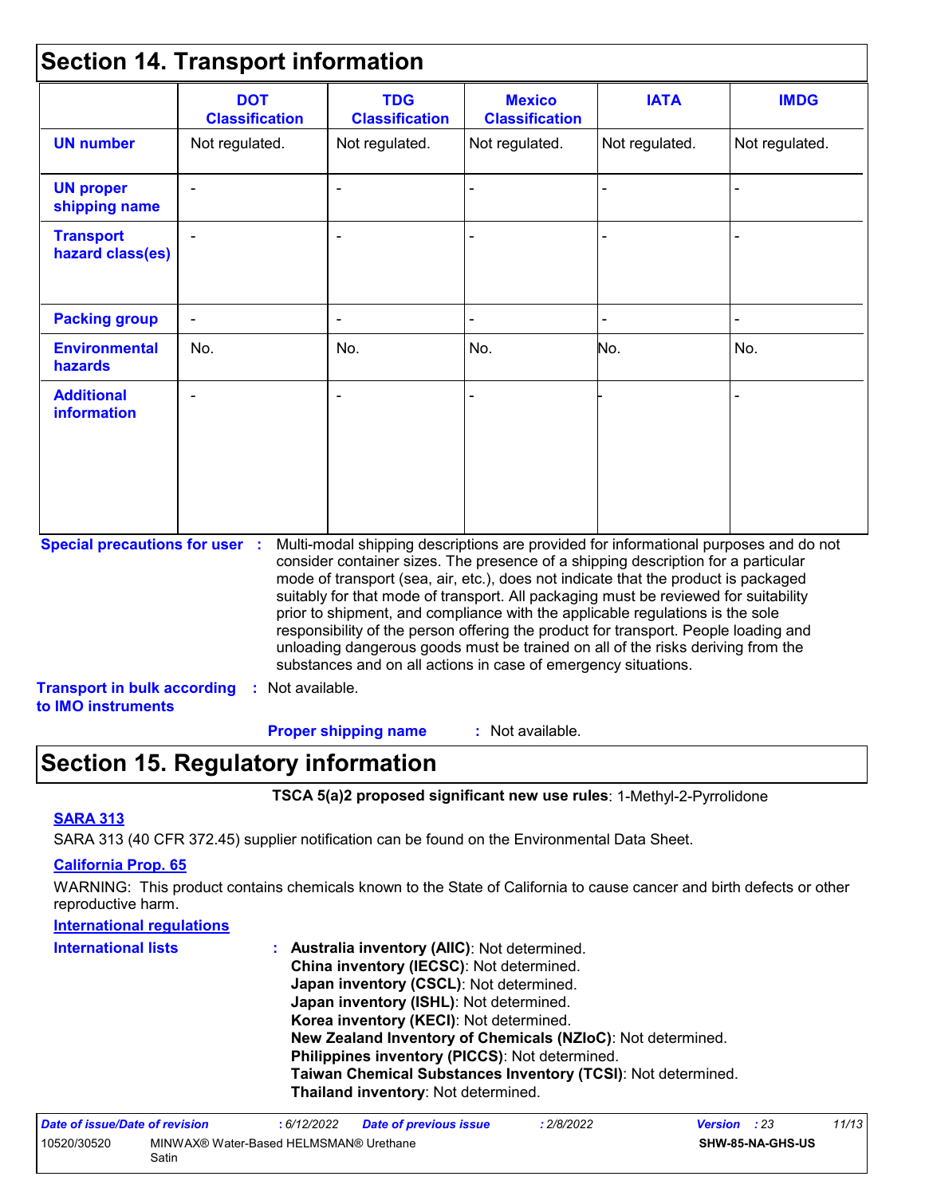## Section 14. Transport information

| | DOT Classification | TDG Classification | Mexico Classification | IATA | IMDG |
|---|---|---|---|---|---|
| **UN number** | Not regulated. | Not regulated. | Not regulated. | Not regulated. | Not regulated. |
| **UN proper shipping name** | - | - | - | - | - |
| **Transport hazard class(es)** | - | - | - | - | - |
| **Packing group** | - | - | - | - | - |
| **Environmental hazards** | No. | No. | No. | No. | No. |
| **Additional information** | - | - | - | - | - |

**Special precautions for user** : Multi-modal shipping descriptions are provided for informational purposes and do not consider container sizes. The presence of a shipping description for a particular mode of transport (sea, air, etc.), does not indicate that the product is packaged suitably for that mode of transport. All packaging must be reviewed for suitability prior to shipment, and compliance with the applicable regulations is the sole responsibility of the person offering the product for transport. People loading and unloading dangerous goods must be trained on all of the risks deriving from the substances and on all actions in case of emergency situations.

**Transport in bulk according to IMO instruments** : Not available.

**Proper shipping name** : Not available.

## Section 15. Regulatory information

**TSCA 5(a)2 proposed significant new use rules**: 1-Methyl-2-Pyrrolidone

**SARA 313**

SARA 313 (40 CFR 372.45) supplier notification can be found on the Environmental Data Sheet.

**California Prop. 65**

WARNING: This product contains chemicals known to the State of California to cause cancer and birth defects or other reproductive harm.

**International regulations**

**International lists** :
**Australia inventory (AIIC)**: Not determined.
**China inventory (IECSC)**: Not determined.
**Japan inventory (CSCL)**: Not determined.
**Japan inventory (ISHL)**: Not determined.
**Korea inventory (KECI)**: Not determined.
**New Zealand Inventory of Chemicals (NZIoC)**: Not determined.
**Philippines inventory (PICCS)**: Not determined.
**Taiwan Chemical Substances Inventory (TCSI)**: Not determined.
**Thailand inventory**: Not determined.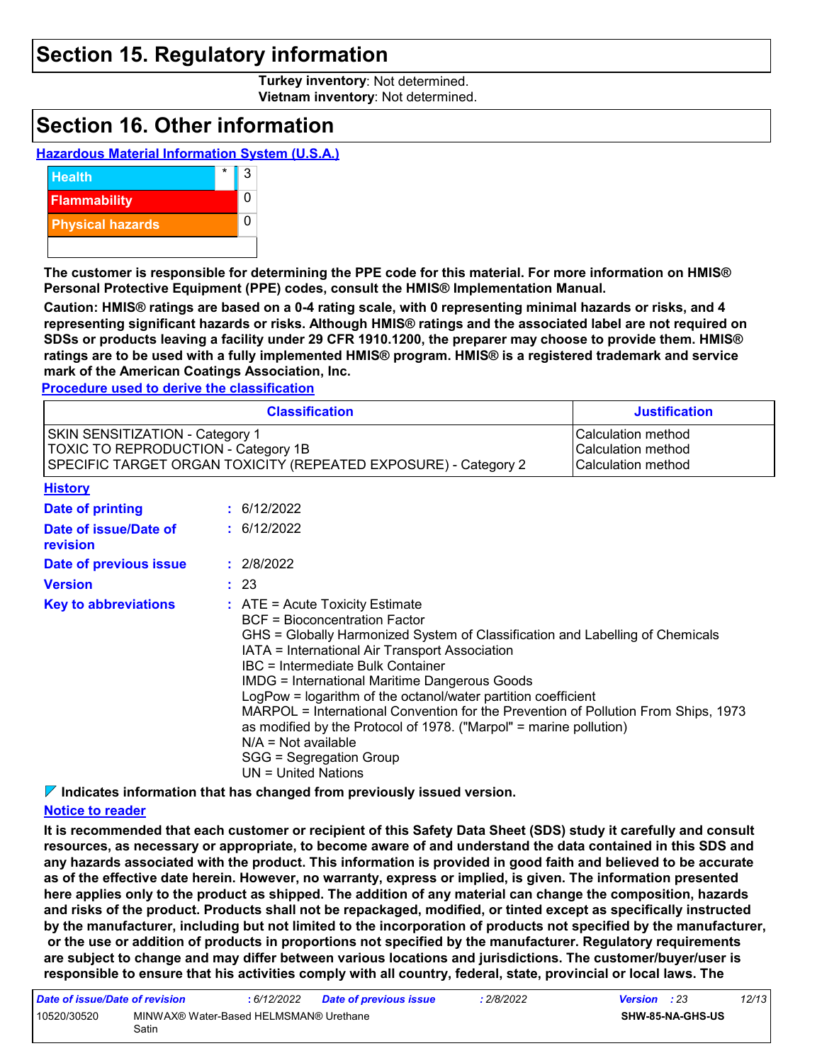## Section 15. Regulatory information

**Turkey inventory**: Not determined.
**Vietnam inventory**: Not determined.

## Section 16. Other information

**Hazardous Material Information System (U.S.A.)**

| | | |
|---|---|---|
| Health | * | 3 |
| Flammability | | 0 |
| Physical hazards | | 0 |
| | | |

**The customer is responsible for determining the PPE code for this material. For more information on HMIS® Personal Protective Equipment (PPE) codes, consult the HMIS® Implementation Manual.**

**Caution: HMIS® ratings are based on a 0-4 rating scale, with 0 representing minimal hazards or risks, and 4 representing significant hazards or risks. Although HMIS® ratings and the associated label are not required on SDSs or products leaving a facility under 29 CFR 1910.1200, the preparer may choose to provide them. HMIS® ratings are to be used with a fully implemented HMIS® program. HMIS® is a registered trademark and service mark of the American Coatings Association, Inc.**

**Procedure used to derive the classification**

| Classification | Justification |
|---|---|
| SKIN SENSITIZATION - Category 1 | Calculation method |
| TOXIC TO REPRODUCTION - Category 1B | Calculation method |
| SPECIFIC TARGET ORGAN TOXICITY (REPEATED EXPOSURE) - Category 2 | Calculation method |

**History**

**Date of printing** : 6/12/2022

**Date of issue/Date of revision** : 6/12/2022

**Date of previous issue** : 2/8/2022

**Version** : 23

**Key to abbreviations** :
ATE = Acute Toxicity Estimate
BCF = Bioconcentration Factor
GHS = Globally Harmonized System of Classification and Labelling of Chemicals
IATA = International Air Transport Association
IBC = Intermediate Bulk Container
IMDG = International Maritime Dangerous Goods
LogPow = logarithm of the octanol/water partition coefficient
MARPOL = International Convention for the Prevention of Pollution From Ships, 1973 as modified by the Protocol of 1978. ("Marpol" = marine pollution)
N/A = Not available
SGG = Segregation Group
UN = United Nations

**Indicates information that has changed from previously issued version.**

**Notice to reader**

**It is recommended that each customer or recipient of this Safety Data Sheet (SDS) study it carefully and consult resources, as necessary or appropriate, to become aware of and understand the data contained in this SDS and any hazards associated with the product. This information is provided in good faith and believed to be accurate as of the effective date herein. However, no warranty, express or implied, is given. The information presented here applies only to the product as shipped. The addition of any material can change the composition, hazards and risks of the product. Products shall not be repackaged, modified, or tinted except as specifically instructed by the manufacturer, including but not limited to the incorporation of products not specified by the manufacturer, or the use or addition of products in proportions not specified by the manufacturer. Regulatory requirements are subject to change and may differ between various locations and jurisdictions. The customer/buyer/user is responsible to ensure that his activities comply with all country, federal, state, provincial or local laws. The**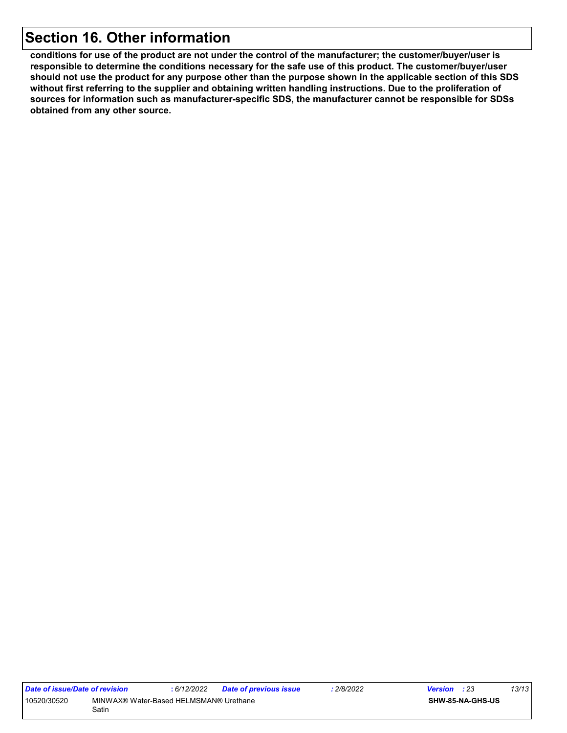# Section 16. Other information

**conditions for use of the product are not under the control of the manufacturer; the customer/buyer/user is responsible to determine the conditions necessary for the safe use of this product. The customer/buyer/user should not use the product for any purpose other than the purpose shown in the applicable section of this SDS without first referring to the supplier and obtaining written handling instructions. Due to the proliferation of sources for information such as manufacturer-specific SDS, the manufacturer cannot be responsible for SDSs obtained from any other source.**